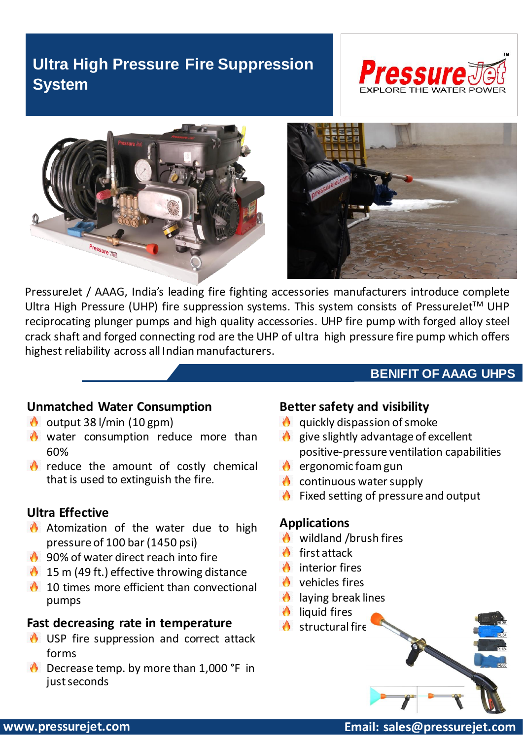# Ultra High Pressure Fire Suppression System

PressureJet™ — EXPLORE THE WATER POWER

PressureJet / AAAG, India's leading fire fighting accessories manufacturers introduce complete Ultra High Pressure (UHP) fire suppression systems. This system consists of PressureJet™ UHP reciprocating plunger pumps and high quality accessories. UHP fire pump with forged alloy steel crack shaft and forged connecting rod are the UHP of ultra high pressure fire pump which offers highest reliability across all Indian manufacturers.

## BENIFIT OF AAAG UHPS

### Unmatched Water Consumption

- output 38 l/min (10 gpm)
- water consumption reduce more than 60%
- reduce the amount of costly chemical that is used to extinguish the fire.

### Ultra Effective

- Atomization of the water due to high pressure of 100 bar (1450 psi)
- 90% of water direct reach into fire
- 15 m (49 ft.) effective throwing distance
- 10 times more efficient than convectional pumps

### Fast decreasing rate in temperature

- USP fire suppression and correct attack forms
- Decrease temp. by more than 1,000 °F in just seconds

### Better safety and visibility

- quickly dispassion of smoke
- give slightly advantage of excellent positive-pressure ventilation capabilities
- ergonomic foam gun
- continuous water supply
- Fixed setting of pressure and output

### Applications

- wildland /brush fires
- first attack
- interior fires
- vehicles fires
- laying break lines
- liquid fires
- structural fire

www.pressurejet.com

Email: sales@pressurejet.com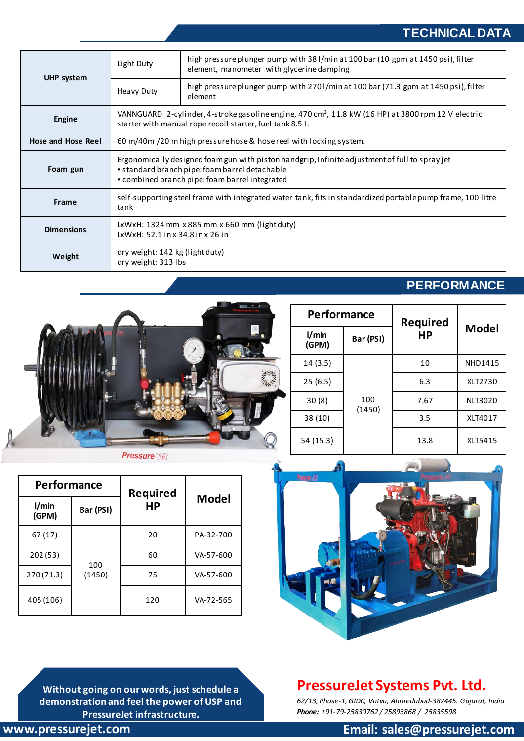## TECHNICAL DATA

| | | |
|---|---|---|
| **UHP system** | Light Duty | high pressure plunger pump with 38 l/min at 100 bar (10 gpm at 1450 psi), filter element, manometer with glycerine damping |
| | Heavy Duty | high pressure plunger pump with 270 l/min at 100 bar (71.3 gpm at 1450 psi), filter element |
| **Engine** | VANNGUARD 2-cylinder, 4-stroke gasoline engine, 470 cm³, 11.8 kW (16 HP) at 3800 rpm 12 V electric starter with manual rope recoil starter, fuel tank 8.5 l. | |
| **Hose and Hose Reel** | 60 m/40m /20 m high pressure hose & hose reel with locking system. | |
| **Foam gun** | Ergonomically designed foam gun with piston handgrip, Infinite adjustment of full to spray jet<br>▪ standard branch pipe: foam barrel detachable<br>▪ combined branch pipe: foam barrel integrated | |
| **Frame** | self-supporting steel frame with integrated water tank, fits in standardized portable pump frame, 100 litre tank | |
| **Dimensions** | LxWxH: 1324 mm x 885 mm x 660 mm (light duty)<br>LxWxH: 52.1 in x 34.8 in x 26 in | |
| **Weight** | dry weight: 142 kg (light duty)<br>dry weight: 313 lbs | |

## PERFORMANCE

| Performance | | Required HP | Model |
|---|---|---|---|
| l/min (GPM) | Bar (PSI) | | |
| 14 (3.5) | 100 (1450) | 10 | NHD1415 |
| 25 (6.5) | | 6.3 | XLT2730 |
| 30 (8) | | 7.67 | NLT3020 |
| 38 (10) | | 3.5 | XLT4017 |
| 54 (15.3) | | 13.8 | XLT5415 |

| Performance | | Required HP | Model |
|---|---|---|---|
| l/min (GPM) | Bar (PSI) | | |
| 67 (17) | 100 (1450) | 20 | PA-32-700 |
| 202 (53) | | 60 | VA-57-600 |
| 270 (71.3) | | 75 | VA-57-600 |
| 405 (106) | | 120 | VA-72-565 |

**Without going on our words, just schedule a demonstration and feel the power of USP and PressureJet infrastructure.**

**PressureJet Systems Pvt. Ltd.**

*62/13, Phase-1, GIDC, Vatva, Ahmedabad-382445. Gujarat, India*
***Phone:** +91-79-25830762 / 25893868 / 25835598*

**www.pressurejet.com** **Email: sales@pressurejet.com**